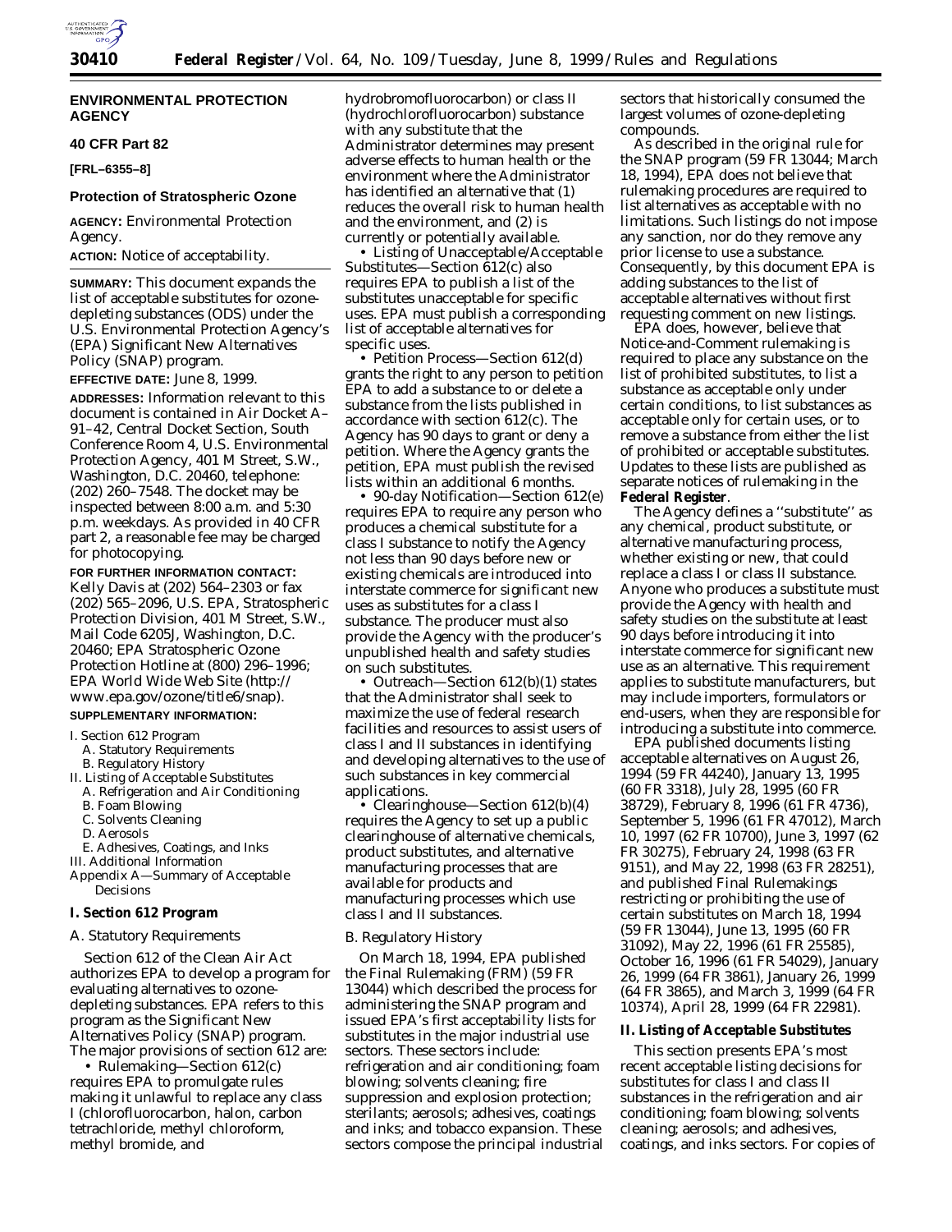## ENVIRONMENTAL PROTECTION AGENCY

### 40 CFR Part 82

**[FRL–6355–8]**

### Protection of Stratospheric Ozone

**AGENCY:** Environmental Protection Agency.

**ACTION:** Notice of acceptability.

**SUMMARY:** This document expands the list of acceptable substitutes for ozone-depleting substances (ODS) under the U.S. Environmental Protection Agency's (EPA) Significant New Alternatives Policy (SNAP) program.

**EFFECTIVE DATE:** June 8, 1999.

**ADDRESSES:** Information relevant to this document is contained in Air Docket A–91–42, Central Docket Section, South Conference Room 4, U.S. Environmental Protection Agency, 401 M Street, S.W., Washington, D.C. 20460, telephone: (202) 260–7548. The docket may be inspected between 8:00 a.m. and 5:30 p.m. weekdays. As provided in 40 CFR part 2, a reasonable fee may be charged for photocopying.

**FOR FURTHER INFORMATION CONTACT:** Kelly Davis at (202) 564–2303 or fax (202) 565–2096, U.S. EPA, Stratospheric Protection Division, 401 M Street, S.W., Mail Code 6205J, Washington, D.C. 20460; EPA Stratospheric Ozone Protection Hotline at (800) 296–1996; EPA World Wide Web Site (http://www.epa.gov/ozone/title6/snap).

**SUPPLEMENTARY INFORMATION:**

I. Section 612 Program
 A. Statutory Requirements
 B. Regulatory History
II. Listing of Acceptable Substitutes
 A. Refrigeration and Air Conditioning
 B. Foam Blowing
 C. Solvents Cleaning
 D. Aerosols
 E. Adhesives, Coatings, and Inks
III. Additional Information
Appendix A—Summary of Acceptable Decisions

## I. Section 612 Program

### A. Statutory Requirements

Section 612 of the Clean Air Act authorizes EPA to develop a program for evaluating alternatives to ozone-depleting substances. EPA refers to this program as the Significant New Alternatives Policy (SNAP) program. The major provisions of section 612 are:

• Rulemaking—Section 612(c) requires EPA to promulgate rules making it unlawful to replace any class I (chlorofluorocarbon, halon, carbon tetrachloride, methyl chloroform, methyl bromide, and hydrobromofluorocarbon) or class II (hydrochlorofluorocarbon) substance with any substitute that the Administrator determines may present adverse effects to human health or the environment where the Administrator has identified an alternative that (1) reduces the overall risk to human health and the environment, and (2) is currently or potentially available.

• Listing of Unacceptable/Acceptable Substitutes—Section 612(c) also requires EPA to publish a list of the substitutes unacceptable for specific uses. EPA must publish a corresponding list of acceptable alternatives for specific uses.

• Petition Process—Section 612(d) grants the right to any person to petition EPA to add a substance to or delete a substance from the lists published in accordance with section 612(c). The Agency has 90 days to grant or deny a petition. Where the Agency grants the petition, EPA must publish the revised lists within an additional 6 months.

• 90-day Notification—Section 612(e) requires EPA to require any person who produces a chemical substitute for a class I substance to notify the Agency not less than 90 days before new or existing chemicals are introduced into interstate commerce for significant new uses as substitutes for a class I substance. The producer must also provide the Agency with the producer's unpublished health and safety studies on such substitutes.

• Outreach—Section 612(b)(1) states that the Administrator shall seek to maximize the use of federal research facilities and resources to assist users of class I and II substances in identifying and developing alternatives to the use of such substances in key commercial applications.

• Clearinghouse—Section 612(b)(4) requires the Agency to set up a public clearinghouse of alternative chemicals, product substitutes, and alternative manufacturing processes that are available for products and manufacturing processes which use class I and II substances.

### B. Regulatory History

On March 18, 1994, EPA published the Final Rulemaking (FRM) (59 FR 13044) which described the process for administering the SNAP program and issued EPA's first acceptability lists for substitutes in the major industrial use sectors. These sectors include: refrigeration and air conditioning; foam blowing; solvents cleaning; fire suppression and explosion protection; sterilants; aerosols; adhesives, coatings and inks; and tobacco expansion. These sectors compose the principal industrial sectors that historically consumed the largest volumes of ozone-depleting compounds.

As described in the original rule for the SNAP program (59 FR 13044; March 18, 1994), EPA does not believe that rulemaking procedures are required to list alternatives as acceptable with no limitations. Such listings do not impose any sanction, nor do they remove any prior license to use a substance. Consequently, by this document EPA is adding substances to the list of acceptable alternatives without first requesting comment on new listings.

EPA does, however, believe that Notice-and-Comment rulemaking is required to place any substance on the list of prohibited substitutes, to list a substance as acceptable only under certain conditions, to list substances as acceptable only for certain uses, or to remove a substance from either the list of prohibited or acceptable substitutes. Updates to these lists are published as separate notices of rulemaking in the **Federal Register**.

The Agency defines a ''substitute'' as any chemical, product substitute, or alternative manufacturing process, whether existing or new, that could replace a class I or class II substance. Anyone who produces a substitute must provide the Agency with health and safety studies on the substitute at least 90 days before introducing it into interstate commerce for significant new use as an alternative. This requirement applies to substitute manufacturers, but may include importers, formulators or end-users, when they are responsible for introducing a substitute into commerce.

EPA published documents listing acceptable alternatives on August 26, 1994 (59 FR 44240), January 13, 1995 (60 FR 3318), July 28, 1995 (60 FR 38729), February 8, 1996 (61 FR 4736), September 5, 1996 (61 FR 47012), March 10, 1997 (62 FR 10700), June 3, 1997 (62 FR 30275), February 24, 1998 (63 FR 9151), and May 22, 1998 (63 FR 28251), and published Final Rulemakings restricting or prohibiting the use of certain substitutes on March 18, 1994 (59 FR 13044), June 13, 1995 (60 FR 31092), May 22, 1996 (61 FR 25585), October 16, 1996 (61 FR 54029), January 26, 1999 (64 FR 3861), January 26, 1999 (64 FR 3865), and March 3, 1999 (64 FR 10374), April 28, 1999 (64 FR 22981).

## II. Listing of Acceptable Substitutes

This section presents EPA's most recent acceptable listing decisions for substitutes for class I and class II substances in the refrigeration and air conditioning; foam blowing; solvents cleaning; aerosols; and adhesives, coatings, and inks sectors. For copies of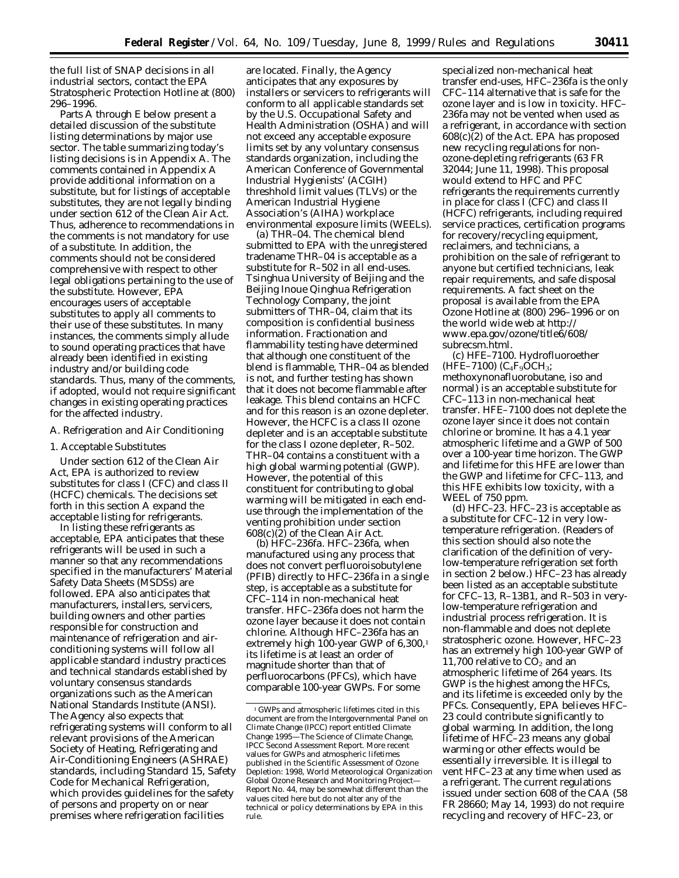the full list of SNAP decisions in all industrial sectors, contact the EPA Stratospheric Protection Hotline at (800) 296–1996.

Parts A through E below present a detailed discussion of the substitute listing determinations by major use sector. The table summarizing today's listing decisions is in Appendix A. The comments contained in Appendix A provide additional information on a substitute, but for listings of acceptable substitutes, they are not legally binding under section 612 of the Clean Air Act. Thus, adherence to recommendations in the comments is not mandatory for use of a substitute. In addition, the comments should not be considered comprehensive with respect to other legal obligations pertaining to the use of the substitute. However, EPA encourages users of acceptable substitutes to apply all comments to their use of these substitutes. In many instances, the comments simply allude to sound operating practices that have already been identified in existing industry and/or building code standards. Thus, many of the comments, if adopted, would not require significant changes in existing operating practices for the affected industry.

### A. Refrigeration and Air Conditioning

#### 1. Acceptable Substitutes

Under section 612 of the Clean Air Act, EPA is authorized to review substitutes for class I (CFC) and class II (HCFC) chemicals. The decisions set forth in this section A expand the acceptable listing for refrigerants.

In listing these refrigerants as acceptable, EPA anticipates that these refrigerants will be used in such a manner so that any recommendations specified in the manufacturers' Material Safety Data Sheets (MSDSs) are followed. EPA also anticipates that manufacturers, installers, servicers, building owners and other parties responsible for construction and maintenance of refrigeration and air-conditioning systems will follow all applicable standard industry practices and technical standards established by voluntary consensus standards organizations such as the American National Standards Institute (ANSI). The Agency also expects that refrigerating systems will conform to all relevant provisions of the American Society of Heating, Refrigerating and Air-Conditioning Engineers (ASHRAE) standards, including Standard 15, Safety Code for Mechanical Refrigeration, which provides guidelines for the safety of persons and property on or near premises where refrigeration facilities are located. Finally, the Agency anticipates that any exposures by installers or servicers to refrigerants will conform to all applicable standards set by the U.S. Occupational Safety and Health Administration (OSHA) and will not exceed any acceptable exposure limits set by any voluntary consensus standards organization, including the American Conference of Governmental Industrial Hygienists' (ACGIH) threshhold limit values (TLVs) or the American Industrial Hygiene Association's (AIHA) workplace environmental exposure limits (WEELs).

(a) *THR–04*. The chemical blend submitted to EPA with the unregistered tradename THR–04 is acceptable as a substitute for R–502 in all end-uses. Tsinghua University of Beijing and the Beijing Inoue Qinghua Refrigeration Technology Company, the joint submitters of THR–04, claim that its composition is confidential business information. Fractionation and flammability testing have determined that although one constituent of the blend is flammable, THR–04 as blended is not, and further testing has shown that it does not become flammable after leakage. This blend contains an HCFC and for this reason is an ozone depleter. However, the HCFC is a class II ozone depleter and is an acceptable substitute for the class I ozone depleter, R–502. THR–04 contains a constituent with a high global warming potential (GWP). However, the potential of this constituent for contributing to global warming will be mitigated in each end-use through the implementation of the venting prohibition under section 608(c)(2) of the Clean Air Act.

(b) *HFC–236fa*. HFC–236fa, when manufactured using any process that does not convert perfluoroisobutylene (PFIB) directly to HFC–236fa in a single step, is acceptable as a substitute for CFC–114 in non-mechanical heat transfer. HFC–236fa does not harm the ozone layer because it does not contain chlorine. Although HFC–236fa has an extremely high 100-year GWP of 6,300,[1] its lifetime is at least an order of magnitude shorter than that of perfluorocarbons (PFCs), which have comparable 100-year GWPs. For some specialized non-mechanical heat transfer end-uses, HFC–236fa is the only CFC–114 alternative that is safe for the ozone layer and is low in toxicity. HFC–236fa may not be vented when used as a refrigerant, in accordance with section 608(c)(2) of the Act. EPA has proposed new recycling regulations for non-ozone-depleting refrigerants (63 FR 32044; June 11, 1998). This proposal would extend to HFC and PFC refrigerants the requirements currently in place for class I (CFC) and class II (HCFC) refrigerants, including required service practices, certification programs for recovery/recycling equipment, reclaimers, and technicians, a prohibition on the sale of refrigerant to anyone but certified technicians, leak repair requirements, and safe disposal requirements. A fact sheet on the proposal is available from the EPA Ozone Hotline at (800) 296–1996 or on the world wide web at http://www.epa.gov/ozone/title6/608/subrecsm.html.

(c) *HFE–7100*. Hydrofluoroether (HFE–7100) ($C_4F_9OCH_3$; methoxynonafluorobutane, iso and normal) is an acceptable substitute for CFC–113 in non-mechanical heat transfer. HFE–7100 does not deplete the ozone layer since it does not contain chlorine or bromine. It has a 4.1 year atmospheric lifetime and a GWP of 500 over a 100-year time horizon. The GWP and lifetime for this HFE are lower than the GWP and lifetime for CFC–113, and this HFE exhibits low toxicity, with a WEEL of 750 ppm.

(d) *HFC–23*. HFC–23 is acceptable as a substitute for CFC–12 in very low-temperature refrigeration. (Readers of this section should also note the clarification of the definition of very-low-temperature refrigeration set forth in section 2 below.) HFC–23 has already been listed as an acceptable substitute for CFC–13, R–13B1, and R–503 in very-low-temperature refrigeration and industrial process refrigeration. It is non-flammable and does not deplete stratospheric ozone. However, HFC–23 has an extremely high 100-year GWP of 11,700 relative to $CO_2$ and an atmospheric lifetime of 264 years. Its GWP is the highest among the HFCs, and its lifetime is exceeded only by the PFCs. Consequently, EPA believes HFC–23 could contribute significantly to global warming. In addition, the long lifetime of HFC–23 means any global warming or other effects would be essentially irreversible. It is illegal to vent HFC–23 at any time when used as a refrigerant. The current regulations issued under section 608 of the CAA (58 FR 28660; May 14, 1993) do not require recycling and recovery of HFC–23, or

[1] GWPs and atmospheric lifetimes cited in this document are from the Intergovernmental Panel on Climate Change (IPCC) report entitled *Climate Change 1995—The Science of Climate Change,* IPCC Second Assessment Report. More recent values for GWPs and atmospheric lifetimes published in the Scientific Assessment of Ozone Depletion: 1998, World Meteorological Organization Global Ozone Research and Monitoring Project—Report No. 44, may be somewhat different than the values cited here but do not alter any of the technical or policy determinations by EPA in this rule.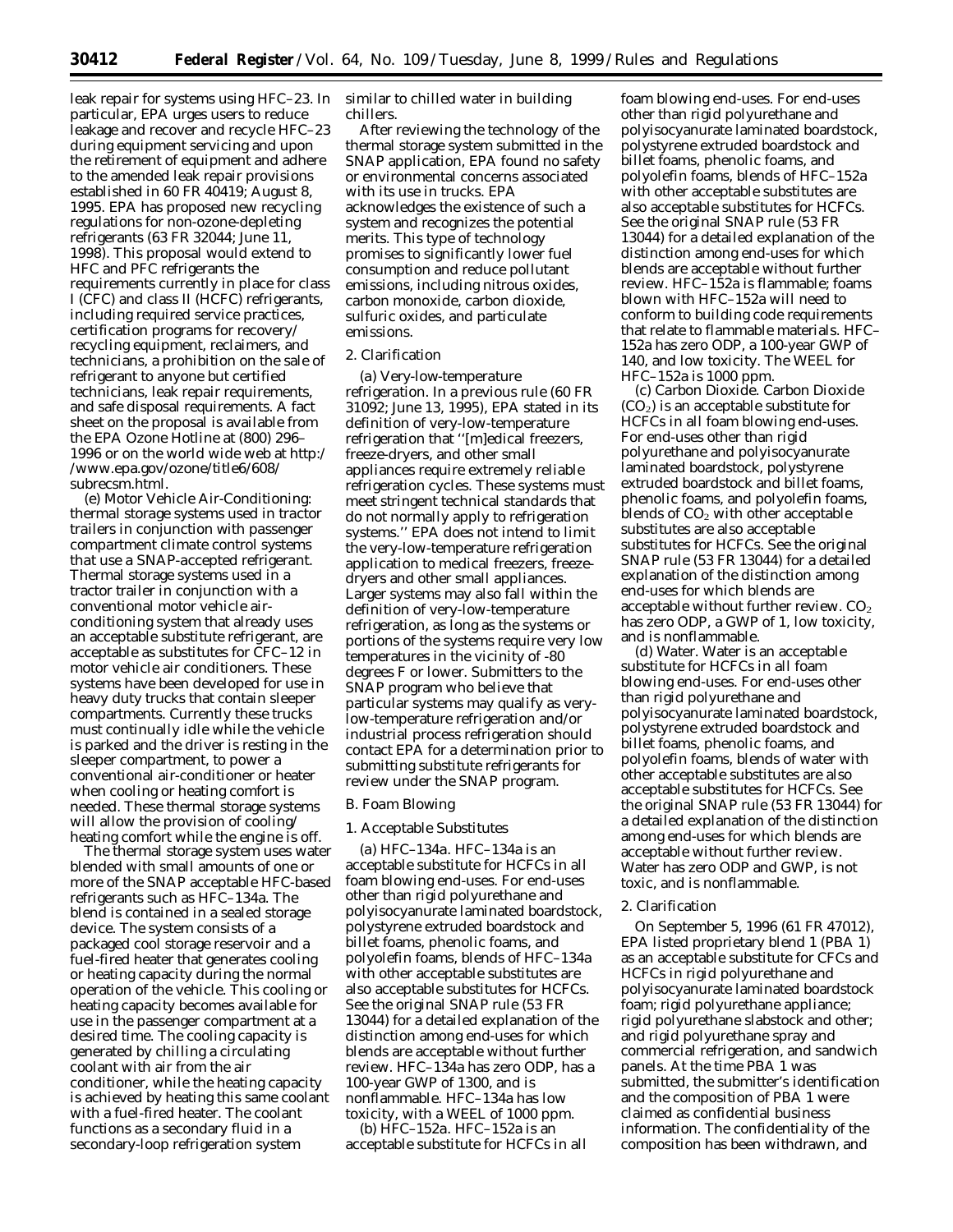leak repair for systems using HFC–23. In particular, EPA urges users to reduce leakage and recover and recycle HFC–23 during equipment servicing and upon the retirement of equipment and adhere to the amended leak repair provisions established in 60 FR 40419; August 8, 1995. EPA has proposed new recycling regulations for non-ozone-depleting refrigerants (63 FR 32044; June 11, 1998). This proposal would extend to HFC and PFC refrigerants the requirements currently in place for class I (CFC) and class II (HCFC) refrigerants, including required service practices, certification programs for recovery/recycling equipment, reclaimers, and technicians, a prohibition on the sale of refrigerant to anyone but certified technicians, leak repair requirements, and safe disposal requirements. A fact sheet on the proposal is available from the EPA Ozone Hotline at (800) 296–1996 or on the world wide web at http://www.epa.gov/ozone/title6/608/subrecsm.html.

(e) *Motor Vehicle Air-Conditioning: thermal storage systems used in tractor trailers in conjunction with passenger compartment climate control systems that use a SNAP-accepted refrigerant.* Thermal storage systems used in a tractor trailer in conjunction with a conventional motor vehicle air-conditioning system that already uses an acceptable substitute refrigerant, are acceptable as substitutes for CFC–12 in motor vehicle air conditioners. These systems have been developed for use in heavy duty trucks that contain sleeper compartments. Currently these trucks must continually idle while the vehicle is parked and the driver is resting in the sleeper compartment, to power a conventional air-conditioner or heater when cooling or heating comfort is needed. These thermal storage systems will allow the provision of cooling/heating comfort while the engine is off.

The thermal storage system uses water blended with small amounts of one or more of the SNAP acceptable HFC-based refrigerants such as HFC–134a. The blend is contained in a sealed storage device. The system consists of a packaged cool storage reservoir and a fuel-fired heater that generates cooling or heating capacity during the normal operation of the vehicle. This cooling or heating capacity becomes available for use in the passenger compartment at a desired time. The cooling capacity is generated by chilling a circulating coolant with air from the air conditioner, while the heating capacity is achieved by heating this same coolant with a fuel-fired heater. The coolant functions as a secondary fluid in a secondary-loop refrigeration system similar to chilled water in building chillers.

After reviewing the technology of the thermal storage system submitted in the SNAP application, EPA found no safety or environmental concerns associated with its use in trucks. EPA acknowledges the existence of such a system and recognizes the potential merits. This type of technology promises to significantly lower fuel consumption and reduce pollutant emissions, including nitrous oxides, carbon monoxide, carbon dioxide, sulfuric oxides, and particulate emissions.

2. Clarification

(a) *Very-low-temperature refrigeration.* In a previous rule (60 FR 31092; June 13, 1995), EPA stated in its definition of very-low-temperature refrigeration that ''[m]edical freezers, freeze-dryers, and other small appliances require extremely reliable refrigeration cycles. These systems must meet stringent technical standards that do not normally apply to refrigeration systems.'' EPA does not intend to limit the very-low-temperature refrigeration application to medical freezers, freeze-dryers and other small appliances. Larger systems may also fall within the definition of very-low-temperature refrigeration, as long as the systems or portions of the systems require very low temperatures in the vicinity of -80 degrees F or lower. Submitters to the SNAP program who believe that particular systems may qualify as very-low-temperature refrigeration and/or industrial process refrigeration should contact EPA for a determination prior to submitting substitute refrigerants for review under the SNAP program.

*B. Foam Blowing*

1. Acceptable Substitutes

(a) *HFC–134a.* HFC–134a is an acceptable substitute for HCFCs in all foam blowing end-uses. For end-uses other than rigid polyurethane and polyisocyanurate laminated boardstock, polystyrene extruded boardstock and billet foams, phenolic foams, and polyolefin foams, blends of HFC–134a with other acceptable substitutes are also acceptable substitutes for HCFCs. See the original SNAP rule (53 FR 13044) for a detailed explanation of the distinction among end-uses for which blends are acceptable without further review. HFC–134a has zero ODP, has a 100-year GWP of 1300, and is nonflammable. HFC–134a has low toxicity, with a WEEL of 1000 ppm.

(b) *HFC–152a.* HFC–152a is an acceptable substitute for HCFCs in all foam blowing end-uses. For end-uses other than rigid polyurethane and polyisocyanurate laminated boardstock, polystyrene extruded boardstock and billet foams, phenolic foams, and polyolefin foams, blends of HFC–152a with other acceptable substitutes are also acceptable substitutes for HCFCs. See the original SNAP rule (53 FR 13044) for a detailed explanation of the distinction among end-uses for which blends are acceptable without further review. HFC–152a is flammable; foams blown with HFC–152a will need to conform to building code requirements that relate to flammable materials. HFC–152a has zero ODP, a 100-year GWP of 140, and low toxicity. The WEEL for HFC–152a is 1000 ppm.

(c) *Carbon Dioxide.* Carbon Dioxide ($CO_2$) is an acceptable substitute for HCFCs in all foam blowing end-uses. For end-uses other than rigid polyurethane and polyisocyanurate laminated boardstock, polystyrene extruded boardstock and billet foams, phenolic foams, and polyolefin foams, blends of $CO_2$ with other acceptable substitutes are also acceptable substitutes for HCFCs. See the original SNAP rule (53 FR 13044) for a detailed explanation of the distinction among end-uses for which blends are acceptable without further review. $CO_2$ has zero ODP, a GWP of 1, low toxicity, and is nonflammable.

(d) *Water.* Water is an acceptable substitute for HCFCs in all foam blowing end-uses. For end-uses other than rigid polyurethane and polyisocyanurate laminated boardstock, polystyrene extruded boardstock and billet foams, phenolic foams, and polyolefin foams, blends of water with other acceptable substitutes are also acceptable substitutes for HCFCs. See the original SNAP rule (53 FR 13044) for a detailed explanation of the distinction among end-uses for which blends are acceptable without further review. Water has zero ODP and GWP, is not toxic, and is nonflammable.

2. Clarification

On September 5, 1996 (61 FR 47012), EPA listed proprietary blend 1 (PBA 1) as an acceptable substitute for CFCs and HCFCs in rigid polyurethane and polyisocyanurate laminated boardstock foam; rigid polyurethane appliance; rigid polyurethane slabstock and other; and rigid polyurethane spray and commercial refrigeration, and sandwich panels. At the time PBA 1 was submitted, the submitter's identification and the composition of PBA 1 were claimed as confidential business information. The confidentiality of the composition has been withdrawn, and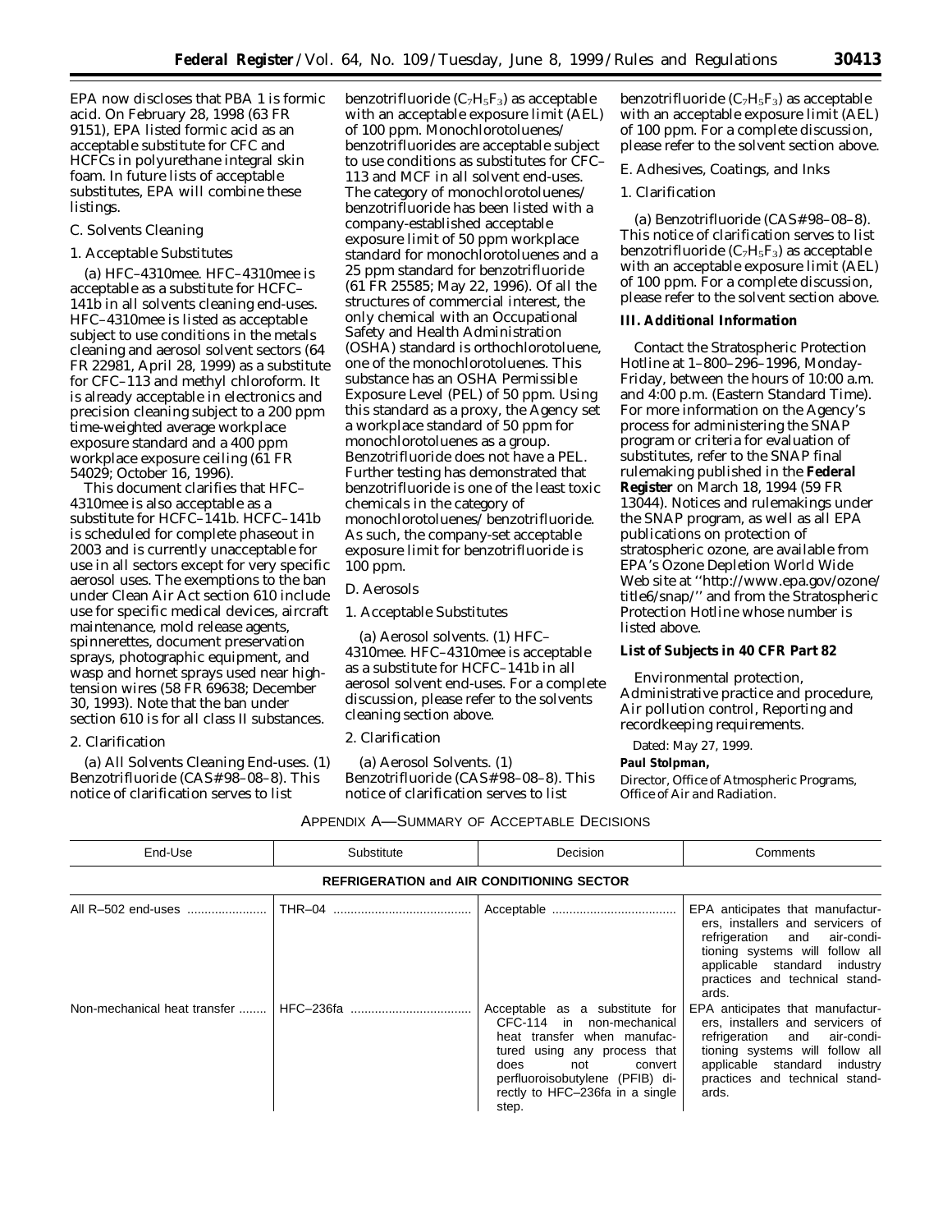EPA now discloses that PBA 1 is formic acid. On February 28, 1998 (63 FR 9151), EPA listed formic acid as an acceptable substitute for CFC and HCFCs in polyurethane integral skin foam. In future lists of acceptable substitutes, EPA will combine these listings.

C. Solvents Cleaning

1. Acceptable Substitutes

(a) *HFC–4310mee*. HFC–4310mee is acceptable as a substitute for HCFC–141b in all solvents cleaning end-uses. HFC–4310mee is listed as acceptable subject to use conditions in the metals cleaning and aerosol solvent sectors (64 FR 22981, April 28, 1999) as a substitute for CFC–113 and methyl chloroform. It is already acceptable in electronics and precision cleaning subject to a 200 ppm time-weighted average workplace exposure standard and a 400 ppm workplace exposure ceiling (61 FR 54029; October 16, 1996).

This document clarifies that HFC–4310mee is also acceptable as a substitute for HCFC–141b. HCFC–141b is scheduled for complete phaseout in 2003 and is currently unacceptable for use in all sectors except for very specific aerosol uses. The exemptions to the ban under Clean Air Act section 610 include use for specific medical devices, aircraft maintenance, mold release agents, spinnerettes, document preservation sprays, photographic equipment, and wasp and hornet sprays used near high-tension wires (58 FR 69638; December 30, 1993). Note that the ban under section 610 is for all class II substances.

2. Clarification

(a) *All Solvents Cleaning End-uses*. (1) *Benzotrifluoride (CAS# 98–08–8)*. This notice of clarification serves to list benzotrifluoride ($C_7H_5F_3$) as acceptable with an acceptable exposure limit (AEL) of 100 ppm. Monochlorotoluenes/ benzotrifluorides are acceptable subject to use conditions as substitutes for CFC–113 and MCF in all solvent end-uses. The category of monochlorotoluenes/ benzotrifluoride has been listed with a company-established acceptable exposure limit of 50 ppm workplace standard for monochlorotoluenes and a 25 ppm standard for benzotrifluoride (61 FR 25585; May 22, 1996). Of all the structures of commercial interest, the only chemical with an Occupational Safety and Health Administration (OSHA) standard is orthochlorotoluene, one of the monochlorotoluenes. This substance has an OSHA Permissible Exposure Level (PEL) of 50 ppm. Using this standard as a proxy, the Agency set a workplace standard of 50 ppm for monochlorotoluenes as a group. Benzotrifluoride does not have a PEL. Further testing has demonstrated that benzotrifluoride is one of the least toxic chemicals in the category of monochlorotoluenes/ benzotrifluoride. As such, the company-set acceptable exposure limit for benzotrifluoride is 100 ppm.

D. Aerosols

1. Acceptable Substitutes

(a) *Aerosol solvents*. (1) *HFC–4310mee*. HFC–4310mee is acceptable as a substitute for HCFC–141b in all aerosol solvent end-uses. For a complete discussion, please refer to the solvents cleaning section above.

2. Clarification

(a) *Aerosol Solvents*. (1) *Benzotrifluoride (CAS# 98–08–8)*. This notice of clarification serves to list benzotrifluoride ($C_7H_5F_3$) as acceptable with an acceptable exposure limit (AEL) of 100 ppm. For a complete discussion, please refer to the solvent section above.

E. Adhesives, Coatings, and Inks

1. Clarification

(a) *Benzotrifluoride (CAS# 98–08–8)*. This notice of clarification serves to list benzotrifluoride ($C_7H_5F_3$) as acceptable with an acceptable exposure limit (AEL) of 100 ppm. For a complete discussion, please refer to the solvent section above.

**III. Additional Information**

Contact the Stratospheric Protection Hotline at 1–800–296–1996, Monday-Friday, between the hours of 10:00 a.m. and 4:00 p.m. (Eastern Standard Time). For more information on the Agency's process for administering the SNAP program or criteria for evaluation of substitutes, refer to the SNAP final rulemaking published in the **Federal Register** on March 18, 1994 (59 FR 13044). Notices and rulemakings under the SNAP program, as well as all EPA publications on protection of stratospheric ozone, are available from EPA's Ozone Depletion World Wide Web site at "http://www.epa.gov/ozone/title6/snap/" and from the Stratospheric Protection Hotline whose number is listed above.

**List of Subjects in 40 CFR Part 82**

Environmental protection, Administrative practice and procedure, Air pollution control, Reporting and recordkeeping requirements.

Dated: May 27, 1999.

**Paul Stolpman,**

*Director, Office of Atmospheric Programs, Office of Air and Radiation.*

APPENDIX A—SUMMARY OF ACCEPTABLE DECISIONS

| End-Use | Substitute | Decision | Comments |
|---|---|---|---|
| **REFRIGERATION and AIR CONDITIONING SECTOR** | | | |
| All R–502 end-uses | THR–04 | Acceptable | EPA anticipates that manufacturers, installers and servicers of refrigeration and air-conditioning systems will follow all applicable standard industry practices and technical standards. |
| Non-mechanical heat transfer | HFC–236fa | Acceptable as a substitute for CFC-114 in non-mechanical heat transfer when manufactured using any process that does not convert perfluoroisobutylene (PFIB) directly to HFC–236fa in a single step. | EPA anticipates that manufacturers, installers and servicers of refrigeration and air-conditioning systems will follow all applicable standard industry practices and technical standards. |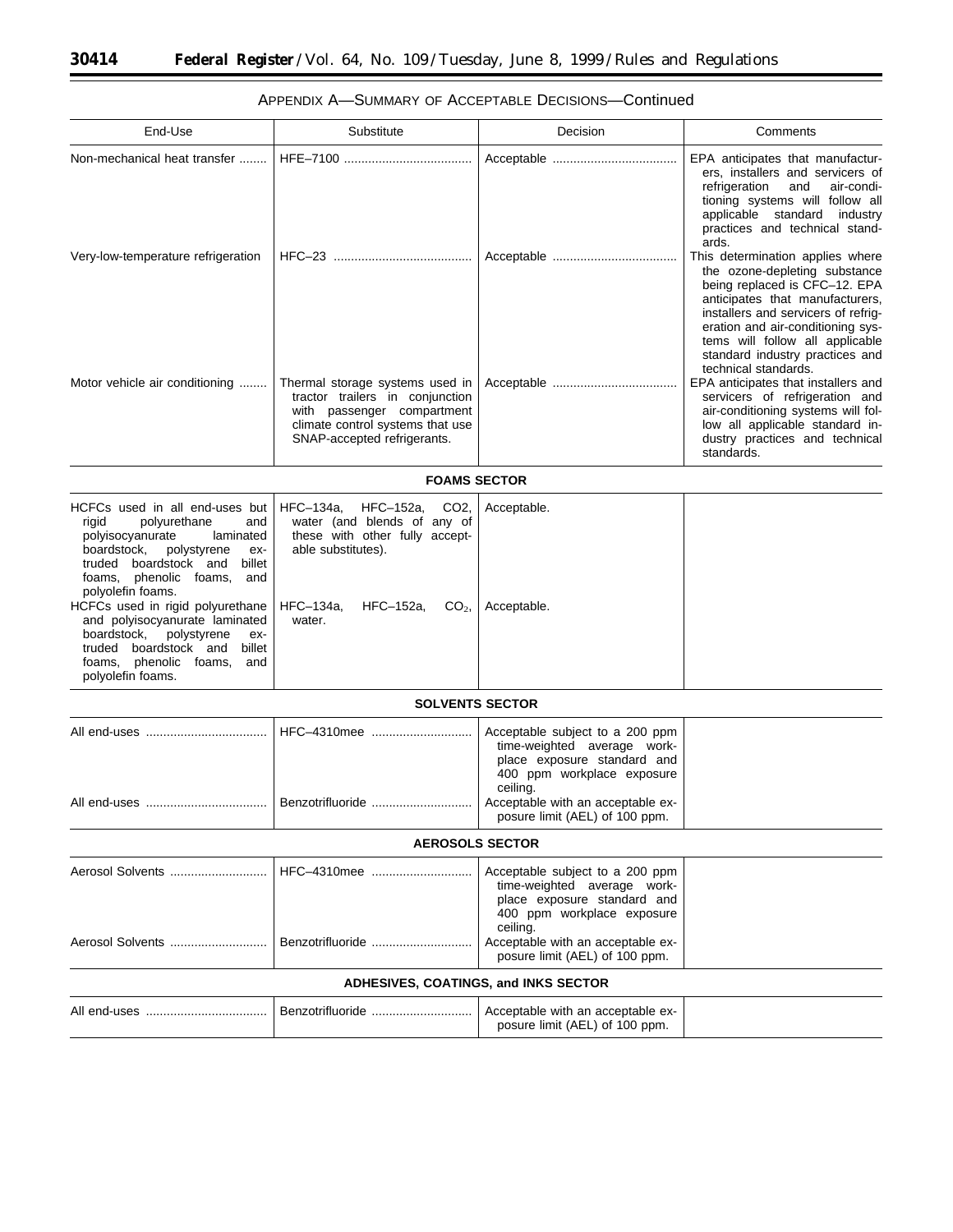APPENDIX A—SUMMARY OF ACCEPTABLE DECISIONS—Continued

| End-Use | Substitute | Decision | Comments |
|---|---|---|---|
| Non-mechanical heat transfer | HFE–7100 | Acceptable | EPA anticipates that manufacturers, installers and servicers of refrigeration and air-conditioning systems will follow all applicable standard industry practices and technical standards. |
| Very-low-temperature refrigeration | HFC–23 | Acceptable | This determination applies where the ozone-depleting substance being replaced is CFC–12. EPA anticipates that manufacturers, installers and servicers of refrigeration and air-conditioning systems will follow all applicable standard industry practices and technical standards. |
| Motor vehicle air conditioning | Thermal storage systems used in tractor trailers in conjunction with passenger compartment climate control systems that use SNAP-accepted refrigerants. | Acceptable | EPA anticipates that installers and servicers of refrigeration and air-conditioning systems will follow all applicable standard industry practices and technical standards. |
| **FOAMS SECTOR** | | | |
| HCFCs used in all end-uses but rigid polyurethane and polyisocyanurate laminated boardstock, polystyrene extruded boardstock and billet foams, phenolic foams, and polyolefin foams. | HFC–134a, HFC–152a, $CO_2$, water (and blends of any of these with other fully acceptable substitutes). | Acceptable. | |
| HCFCs used in rigid polyurethane and polyisocyanurate laminated boardstock, polystyrene extruded boardstock and billet foams, phenolic foams, and polyolefin foams. | HFC–134a, HFC–152a, $CO_2$, water. | Acceptable. | |
| **SOLVENTS SECTOR** | | | |
| All end-uses | HFC–4310mee | Acceptable subject to a 200 ppm time-weighted average workplace exposure standard and 400 ppm workplace exposure ceiling. | |
| All end-uses | Benzotrifluoride | Acceptable with an acceptable exposure limit (AEL) of 100 ppm. | |
| **AEROSOLS SECTOR** | | | |
| Aerosol Solvents | HFC–4310mee | Acceptable subject to a 200 ppm time-weighted average workplace exposure standard and 400 ppm workplace exposure ceiling. | |
| Aerosol Solvents | Benzotrifluoride | Acceptable with an acceptable exposure limit (AEL) of 100 ppm. | |
| **ADHESIVES, COATINGS, and INKS SECTOR** | | | |
| All end-uses | Benzotrifluoride | Acceptable with an acceptable exposure limit (AEL) of 100 ppm. | |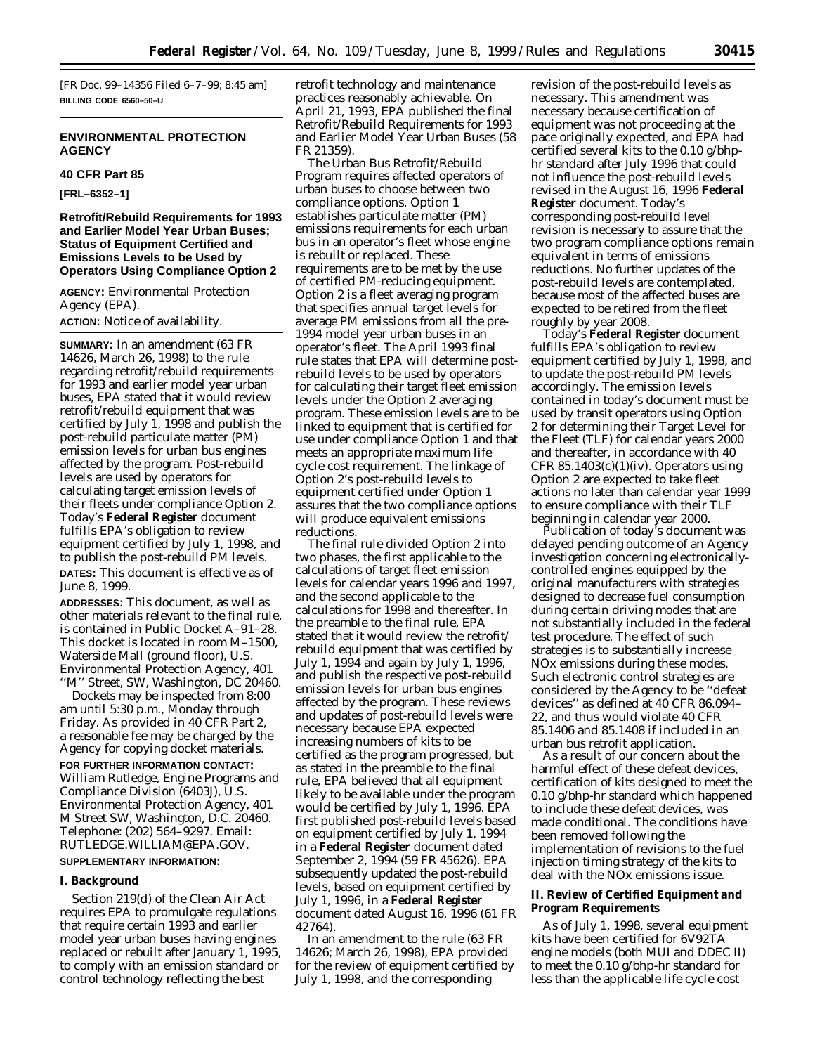[FR Doc. 99–14356 Filed 6–7–99; 8:45 am]

**BILLING CODE 6560–50–U**

## ENVIRONMENTAL PROTECTION AGENCY

### 40 CFR Part 85

**[FRL–6352–1]**

### Retrofit/Rebuild Requirements for 1993 and Earlier Model Year Urban Buses; Status of Equipment Certified and Emissions Levels to be Used by Operators Using Compliance Option 2

**AGENCY:** Environmental Protection Agency (EPA).

**ACTION:** Notice of availability.

**SUMMARY:** In an amendment (63 FR 14626, March 26, 1998) to the rule regarding retrofit/rebuild requirements for 1993 and earlier model year urban buses, EPA stated that it would review retrofit/rebuild equipment that was certified by July 1, 1998 and publish the post-rebuild particulate matter (PM) emission levels for urban bus engines affected by the program. Post-rebuild levels are used by operators for calculating target emission levels of their fleets under compliance Option 2. Today's **Federal Register** document fulfills EPA's obligation to review equipment certified by July 1, 1998, and to publish the post-rebuild PM levels.

**DATES:** This document is effective as of June 8, 1999.

**ADDRESSES:** This document, as well as other materials relevant to the final rule, is contained in Public Docket A–91–28. This docket is located in room M–1500, Waterside Mall (ground floor), U.S. Environmental Protection Agency, 401 ''M'' Street, SW, Washington, DC 20460.

Dockets may be inspected from 8:00 am until 5:30 p.m., Monday through Friday. As provided in 40 CFR Part 2, a reasonable fee may be charged by the Agency for copying docket materials.

**FOR FURTHER INFORMATION CONTACT:** William Rutledge, Engine Programs and Compliance Division (6403J), U.S. Environmental Protection Agency, 401 M Street SW, Washington, D.C. 20460. Telephone: (202) 564–9297. Email: RUTLEDGE.WILLIAM@EPA.GOV.

**SUPPLEMENTARY INFORMATION:**

#### I. Background

Section 219(d) of the Clean Air Act requires EPA to promulgate regulations that require certain 1993 and earlier model year urban buses having engines replaced or rebuilt after January 1, 1995, to comply with an emission standard or control technology reflecting the best retrofit technology and maintenance practices reasonably achievable. On April 21, 1993, EPA published the final Retrofit/Rebuild Requirements for 1993 and Earlier Model Year Urban Buses (58 FR 21359).

The Urban Bus Retrofit/Rebuild Program requires affected operators of urban buses to choose between two compliance options. Option 1 establishes particulate matter (PM) emissions requirements for each urban bus in an operator's fleet whose engine is rebuilt or replaced. These requirements are to be met by the use of certified PM-reducing equipment. Option 2 is a fleet averaging program that specifies annual target levels for average PM emissions from all the pre-1994 model year urban buses in an operator's fleet. The April 1993 final rule states that EPA will determine post-rebuild levels to be used by operators for calculating their target fleet emission levels under the Option 2 averaging program. These emission levels are to be linked to equipment that is certified for use under compliance Option 1 and that meets an appropriate maximum life cycle cost requirement. The linkage of Option 2's post-rebuild levels to equipment certified under Option 1 assures that the two compliance options will produce equivalent emissions reductions.

The final rule divided Option 2 into two phases, the first applicable to the calculations of target fleet emission levels for calendar years 1996 and 1997, and the second applicable to the calculations for 1998 and thereafter. In the preamble to the final rule, EPA stated that it would review the retrofit/rebuild equipment that was certified by July 1, 1994 and again by July 1, 1996, and publish the respective post-rebuild emission levels for urban bus engines affected by the program. These reviews and updates of post-rebuild levels were necessary because EPA expected increasing numbers of kits to be certified as the program progressed, but as stated in the preamble to the final rule, EPA believed that all equipment likely to be available under the program would be certified by July 1, 1996. EPA first published post-rebuild levels based on equipment certified by July 1, 1994 in a **Federal Register** document dated September 2, 1994 (59 FR 45626). EPA subsequently updated the post-rebuild levels, based on equipment certified by July 1, 1996, in a **Federal Register** document dated August 16, 1996 (61 FR 42764).

In an amendment to the rule (63 FR 14626; March 26, 1998), EPA provided for the review of equipment certified by July 1, 1998, and the corresponding revision of the post-rebuild levels as necessary. This amendment was necessary because certification of equipment was not proceeding at the pace originally expected, and EPA had certified several kits to the 0.10 g/bhp-hr standard after July 1996 that could not influence the post-rebuild levels revised in the August 16, 1996 **Federal Register** document. Today's corresponding post-rebuild level revision is necessary to assure that the two program compliance options remain equivalent in terms of emissions reductions. No further updates of the post-rebuild levels are contemplated, because most of the affected buses are expected to be retired from the fleet roughly by year 2008.

Today's **Federal Register** document fulfills EPA's obligation to review equipment certified by July 1, 1998, and to update the post-rebuild PM levels accordingly. The emission levels contained in today's document must be used by transit operators using Option 2 for determining their Target Level for the Fleet (TLF) for calendar years 2000 and thereafter, in accordance with 40 CFR 85.1403(c)(1)(iv). Operators using Option 2 are expected to take fleet actions no later than calendar year 1999 to ensure compliance with their TLF beginning in calendar year 2000.

Publication of today's document was delayed pending outcome of an Agency investigation concerning electronically-controlled engines equipped by the original manufacturers with strategies designed to decrease fuel consumption during certain driving modes that are not substantially included in the federal test procedure. The effect of such strategies is to substantially increase NOx emissions during these modes. Such electronic control strategies are considered by the Agency to be ''defeat devices'' as defined at 40 CFR 86.094–22, and thus would violate 40 CFR 85.1406 and 85.1408 if included in an urban bus retrofit application.

As a result of our concern about the harmful effect of these defeat devices, certification of kits designed to meet the 0.10 g/bhp-hr standard which happened to include these defeat devices, was made conditional. The conditions have been removed following the implementation of revisions to the fuel injection timing strategy of the kits to deal with the NOx emissions issue.

#### II. Review of Certified Equipment and Program Requirements

As of July 1, 1998, several equipment kits have been certified for 6V92TA engine models (both MUI and DDEC II) to meet the 0.10 g/bhp-hr standard for less than the applicable life cycle cost